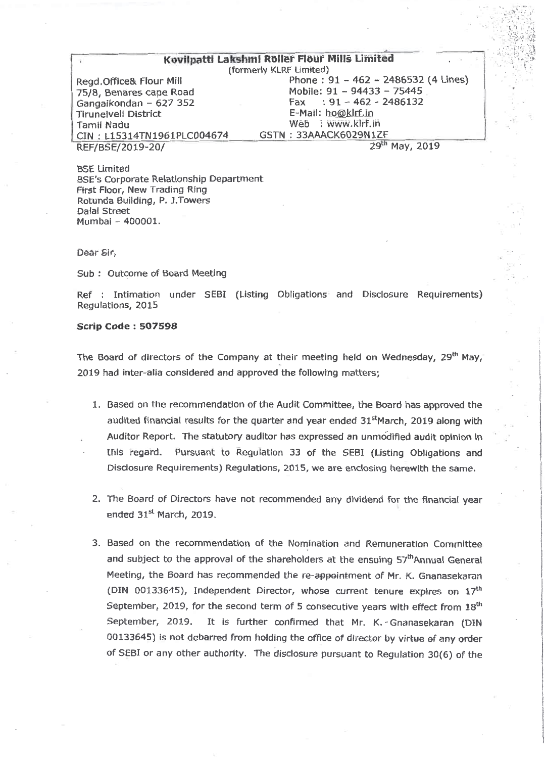**Kovilpatti Lakshmi Roller Flour Mills Limited**

(formerly KLRF Limited)

Regd.Office& Flour Mill
75/8, Benares cape Road
Gangaikondan – 627 352
Tirunelveli District
Tamil Nadu
CIN : L15314TN1961PLC004674

Phone : 91 – 462 – 2486532 (4 Lines)
Mobile: 91 – 94433 – 75445
Fax : 91 – 462 - 2486132
E-Mail: ho@klrf.in
Web : www.klrf.in
GSTN : 33AAACK6029N1ZF

REF/BSE/2019-20/

29th May, 2019

BSE Limited
BSE's Corporate Relationship Department
First Floor, New Trading Ring
Rotunda Building, P. J.Towers
Dalal Street
Mumbai – 400001.

Dear Sir,

Sub : Outcome of Board Meeting

Ref : Intimation under SEBI (Listing Obligations and Disclosure Requirements) Regulations, 2015

**Scrip Code : 507598**

The Board of directors of the Company at their meeting held on Wednesday, 29th May, 2019 had inter-alia considered and approved the following matters;

1. Based on the recommendation of the Audit Committee, the Board has approved the audited financial results for the quarter and year ended 31st March, 2019 along with Auditor Report. The statutory auditor has expressed an unmodified audit opinion in this regard. Pursuant to Regulation 33 of the SEBI (Listing Obligations and Disclosure Requirements) Regulations, 2015, we are enclosing herewith the same.

2. The Board of Directors have not recommended any dividend for the financial year ended 31st March, 2019.

3. Based on the recommendation of the Nomination and Remuneration Committee and subject to the approval of the shareholders at the ensuing 57th Annual General Meeting, the Board has recommended the re-appointment of Mr. K. Gnanasekaran (DIN 00133645), Independent Director, whose current tenure expires on 17th September, 2019, for the second term of 5 consecutive years with effect from 18th September, 2019. It is further confirmed that Mr. K. Gnanasekaran (DIN 00133645) is not debarred from holding the office of director by virtue of any order of SEBI or any other authority. The disclosure pursuant to Regulation 30(6) of the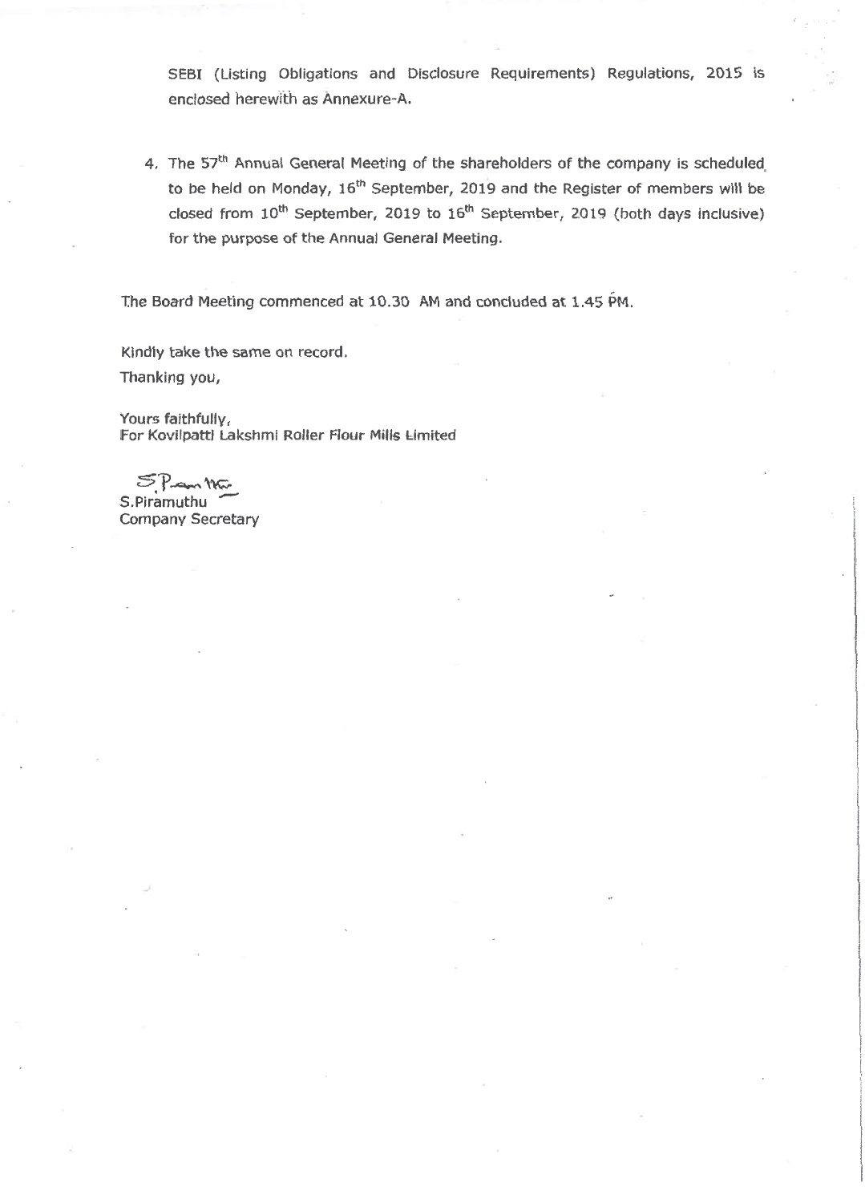SEBI (Listing Obligations and Disclosure Requirements) Regulations, 2015 is enclosed herewith as Annexure-A.

4. The 57th Annual General Meeting of the shareholders of the company is scheduled to be held on Monday, 16th September, 2019 and the Register of members will be closed from 10th September, 2019 to 16th September, 2019 (both days inclusive) for the purpose of the Annual General Meeting.

The Board Meeting commenced at 10.30 AM and concluded at 1.45 PM.

Kindly take the same on record.

Thanking you,

Yours faithfully,
For Kovilpatti Lakshmi Roller Flour Mills Limited

S.Piramuthu
Company Secretary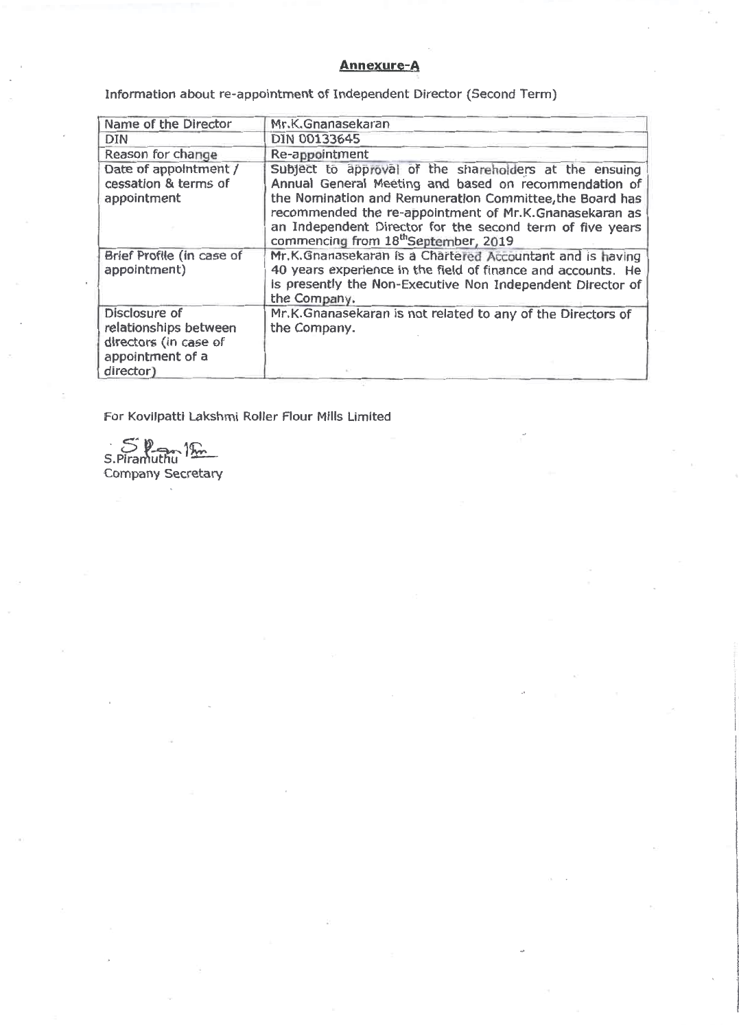## Annexure-A

Information about re-appointment of Independent Director (Second Term)

| Name of the Director | Mr.K.Gnanasekaran |
|---|---|
| DIN | DIN 00133645 |
| Reason for change | Re-appointment |
| Date of appointment / cessation & terms of appointment | Subject to approval of the shareholders at the ensuing Annual General Meeting and based on recommendation of the Nomination and Remuneration Committee,the Board has recommended the re-appointment of Mr.K.Gnanasekaran as an Independent Director for the second term of five years commencing from 18th September, 2019 |
| Brief Profile (in case of appointment) | Mr.K.Gnanasekaran is a Chartered Accountant and is having 40 years experience in the field of finance and accounts. He is presently the Non-Executive Non Independent Director of the Company. |
| Disclosure of relationships between directors (in case of appointment of a director) | Mr.K.Gnanasekaran is not related to any of the Directors of the Company. |

For Kovilpatti Lakshmi Roller Flour Mills Limited

S.Piramuthu
Company Secretary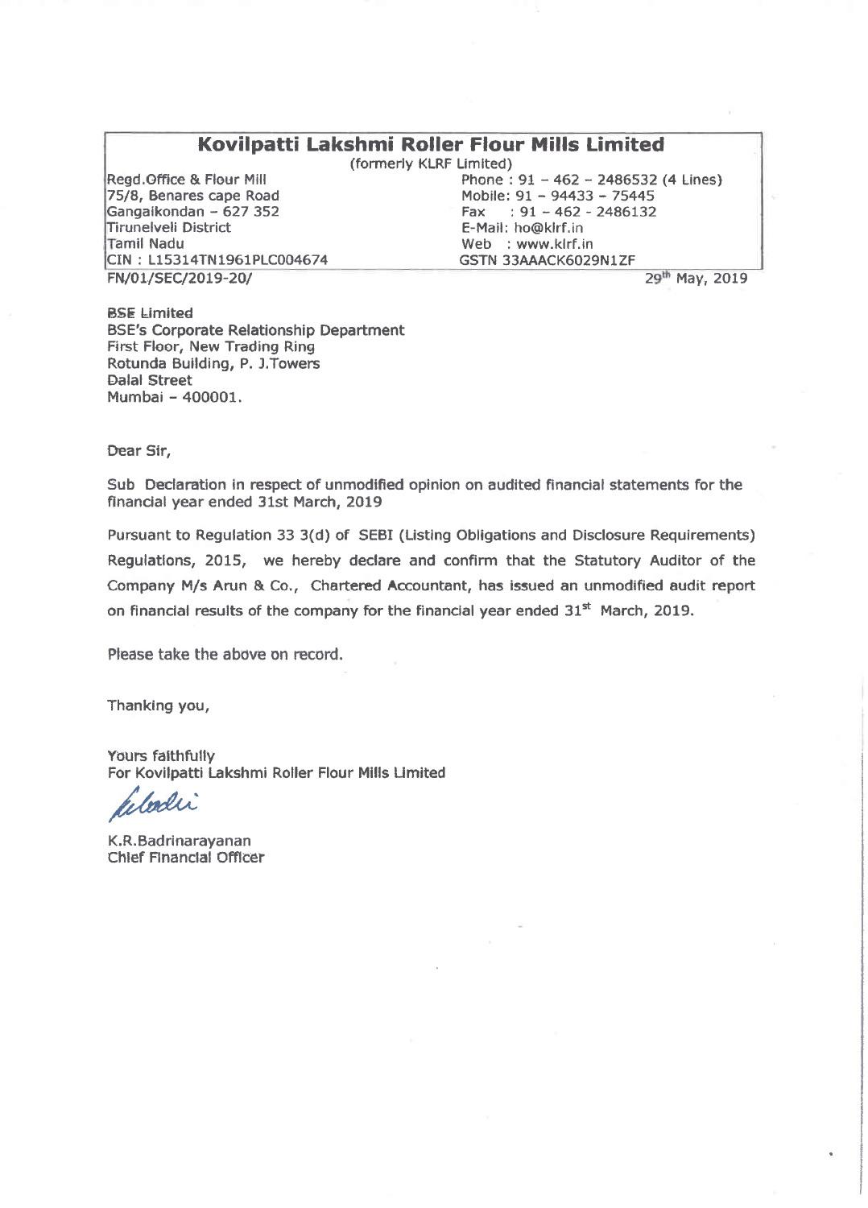# Kovilpatti Lakshmi Roller Flour Mills Limited

(formerly KLRF Limited)

Regd.Office & Flour Mill
75/8, Benares cape Road
Gangaikondan – 627 352
Tirunelveli District
Tamil Nadu
CIN : L15314TN1961PLC004674

Phone : 91 – 462 – 2486532 (4 Lines)
Mobile: 91 – 94433 – 75445
Fax : 91 – 462 - 2486132
E-Mail: ho@klrf.in
Web : www.klrf.in
GSTN 33AAACK6029N1ZF

FN/01/SEC/2019-20/

29th May, 2019

BSE Limited
BSE's Corporate Relationship Department
First Floor, New Trading Ring
Rotunda Building, P. J.Towers
Dalal Street
Mumbai – 400001.

Dear Sir,

Sub Declaration in respect of unmodified opinion on audited financial statements for the financial year ended 31st March, 2019

Pursuant to Regulation 33 3(d) of SEBI (Listing Obligations and Disclosure Requirements) Regulations, 2015, we hereby declare and confirm that the Statutory Auditor of the Company M/s Arun & Co., Chartered Accountant, has issued an unmodified audit report on financial results of the company for the financial year ended 31st March, 2019.

Please take the above on record.

Thanking you,

Yours faithfully
For Kovilpatti Lakshmi Roller Flour Mills Limited

K.R.Badrinarayanan
Chief Financial Officer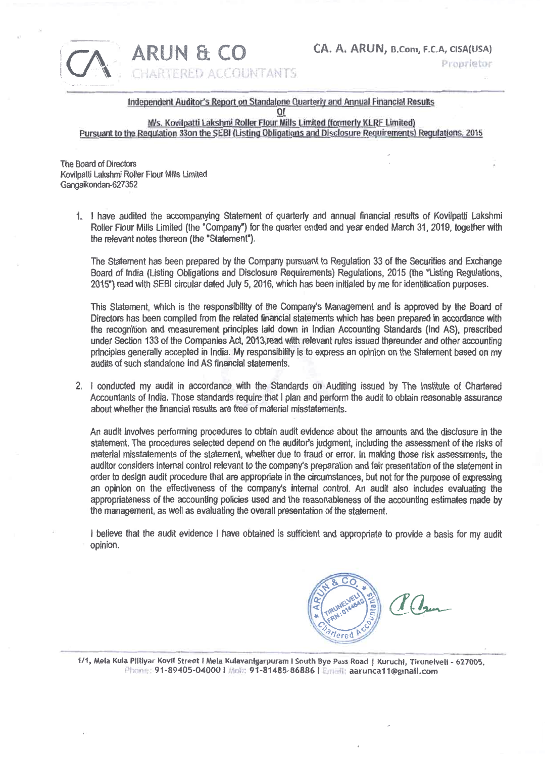**ARUN & CO**
CHARTERED ACCOUNTANTS

**CA. A. ARUN, B.Com, F.C.A, CISA(USA)**
Proprietor

## Independent Auditor's Report on Standalone Quarterly and Annual Financial Results Of M/s. Kovilpatti Lakshmi Roller Flour Mills Limited (formerly KLRF Limited) Pursuant to the Regulation 33on the SEBI (Listing Obligations and Disclosure Requirements) Regulations, 2015

The Board of Directors
Kovilpatti Lakshmi Roller Flour Mills Limited
Gangaikondan-627352

1. I have audited the accompanying Statement of quarterly and annual financial results of Kovilpatti Lakshmi Roller Flour Mills Limited (the "Company") for the quarter ended and year ended March 31, 2019, together with the relevant notes thereon (the "Statement").

   The Statement has been prepared by the Company pursuant to Regulation 33 of the Securities and Exchange Board of India (Listing Obligations and Disclosure Requirements) Regulations, 2015 (the "Listing Regulations, 2015") read with SEBI circular dated July 5, 2016, which has been initialed by me for identification purposes.

   This Statement, which is the responsibility of the Company's Management and is approved by the Board of Directors has been compiled from the related financial statements which has been prepared in accordance with the recognition and measurement principles laid down in Indian Accounting Standards (Ind AS), prescribed under Section 133 of the Companies Act, 2013,read with relevant rules issued thereunder and other accounting principles generally accepted in India. My responsibility is to express an opinion on the Statement based on my audits of such standalone Ind AS financial statements.

2. I conducted my audit in accordance with the Standards on Auditing issued by The Institute of Chartered Accountants of India. Those standards require that I plan and perform the audit to obtain reasonable assurance about whether the financial results are free of material misstatements.

   An audit involves performing procedures to obtain audit evidence about the amounts and the disclosure in the statement. The procedures selected depend on the auditor's judgment, including the assessment of the risks of material misstatements of the statement, whether due to fraud or error. In making those risk assessments, the auditor considers internal control relevant to the company's preparation and fair presentation of the statement in order to design audit procedure that are appropriate in the circumstances, but not for the purpose of expressing an opinion on the effectiveness of the company's internal control. An audit also includes evaluating the appropriateness of the accounting policies used and the reasonableness of the accounting estimates made by the management, as well as evaluating the overall presentation of the statement.

   I believe that the audit evidence I have obtained is sufficient and appropriate to provide a basis for my audit opinion.

1/1, Mela Kula Pilliyar Kovil Street I Mela Kulavanigarpuram I South Bye Pass Road | Kuruchi, Tirunelveli - 627005.
Phone: 91-89405-04000 I Mob: 91-81485-86886 I Email: aarunca11@gmail.com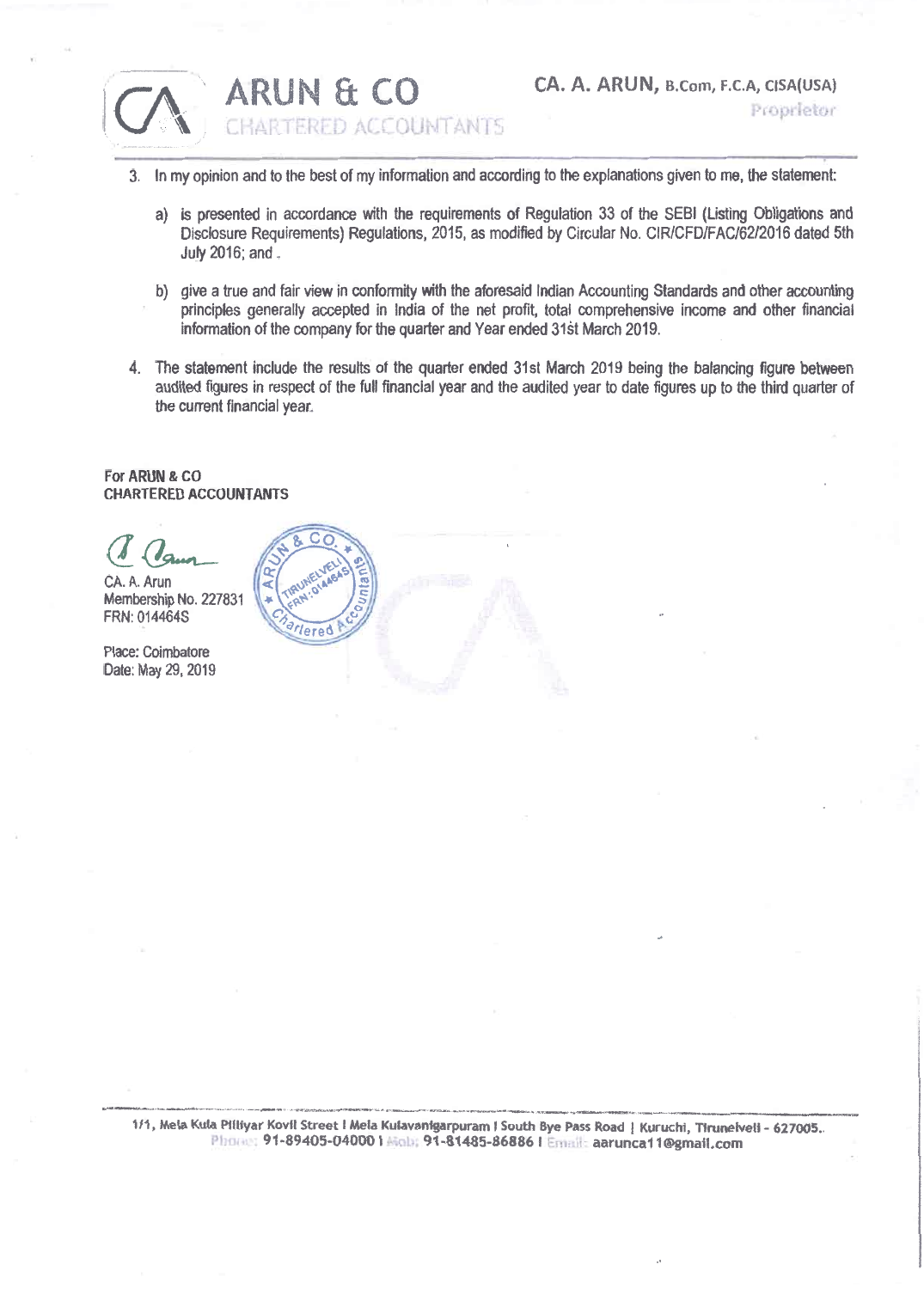3. In my opinion and to the best of my information and according to the explanations given to me, the statement:

   a) is presented in accordance with the requirements of Regulation 33 of the SEBI (Listing Obligations and Disclosure Requirements) Regulations, 2015, as modified by Circular No. CIR/CFD/FAC/62/2016 dated 5th July 2016; and .

   b) give a true and fair view in conformity with the aforesaid Indian Accounting Standards and other accounting principles generally accepted in India of the net profit, total comprehensive income and other financial information of the company for the quarter and Year ended 31st March 2019.

4. The statement include the results of the quarter ended 31st March 2019 being the balancing figure between audited figures in respect of the full financial year and the audited year to date figures up to the third quarter of the current financial year.

**For ARUN & CO**
**CHARTERED ACCOUNTANTS**

CA. A. Arun
Membership No. 227831
FRN: 014464S

Place: Coimbatore
Date: May 29, 2019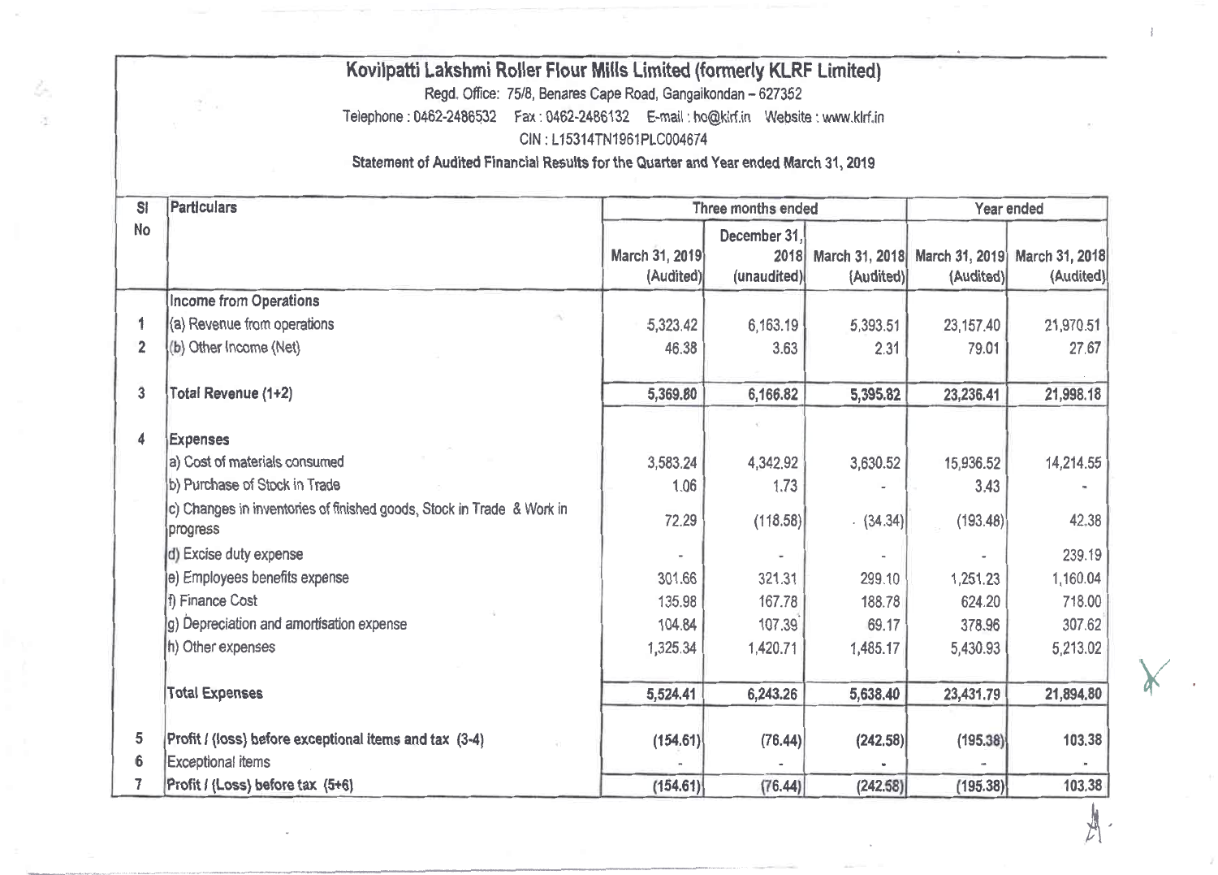# Kovilpatti Lakshmi Roller Flour Mills Limited (formerly KLRF Limited)

Regd. Office: 75/8, Benares Cape Road, Gangaikondan – 627352

Telephone : 0462-2486532 Fax : 0462-2486132 E-mail : ho@klrf.in Website : www.klrf.in

CIN : L15314TN1961PLC004674

**Statement of Audited Financial Results for the Quarter and Year ended March 31, 2019**

| Sl No | Particulars | Three months ended | | | Year ended | |
|---|---|---|---|---|---|---|
| | | March 31, 2019 (Audited) | December 31, 2018 (unaudited) | March 31, 2018 (Audited) | March 31, 2019 (Audited) | March 31, 2018 (Audited) |
| | **Income from Operations** | | | | | |
| 1 | (a) Revenue from operations | 5,323.42 | 6,163.19 | 5,393.51 | 23,157.40 | 21,970.51 |
| 2 | (b) Other Income (Net) | 46.38 | 3.63 | 2.31 | 79.01 | 27.67 |
| 3 | **Total Revenue (1+2)** | **5,369.80** | **6,166.82** | **5,395.82** | **23,236.41** | **21,998.18** |
| 4 | **Expenses** | | | | | |
| | a) Cost of materials consumed | 3,583.24 | 4,342.92 | 3,630.52 | 15,936.52 | 14,214.55 |
| | b) Purchase of Stock in Trade | 1.06 | 1.73 | - | 3.43 | - |
| | c) Changes in inventories of finished goods, Stock in Trade & Work in progress | 72.29 | (118.58) | (34.34) | (193.48) | 42.38 |
| | d) Excise duty expense | - | - | - | - | 239.19 |
| | e) Employees benefits expense | 301.66 | 321.31 | 299.10 | 1,251.23 | 1,160.04 |
| | f) Finance Cost | 135.98 | 167.78 | 188.78 | 624.20 | 718.00 |
| | g) Depreciation and amortisation expense | 104.84 | 107.39 | 69.17 | 378.96 | 307.62 |
| | h) Other expenses | 1,325.34 | 1,420.71 | 1,485.17 | 5,430.93 | 5,213.02 |
| | **Total Expenses** | **5,524.41** | **6,243.26** | **5,638.40** | **23,431.79** | **21,894.80** |
| 5 | **Profit / (loss) before exceptional items and tax (3-4)** | **(154.61)** | **(76.44)** | **(242.58)** | **(195.38)** | **103.38** |
| 6 | Exceptional items | - | - | - | - | - |
| 7 | **Profit / (Loss) before tax (5+6)** | **(154.61)** | **(76.44)** | **(242.58)** | **(195.38)** | **103.38** |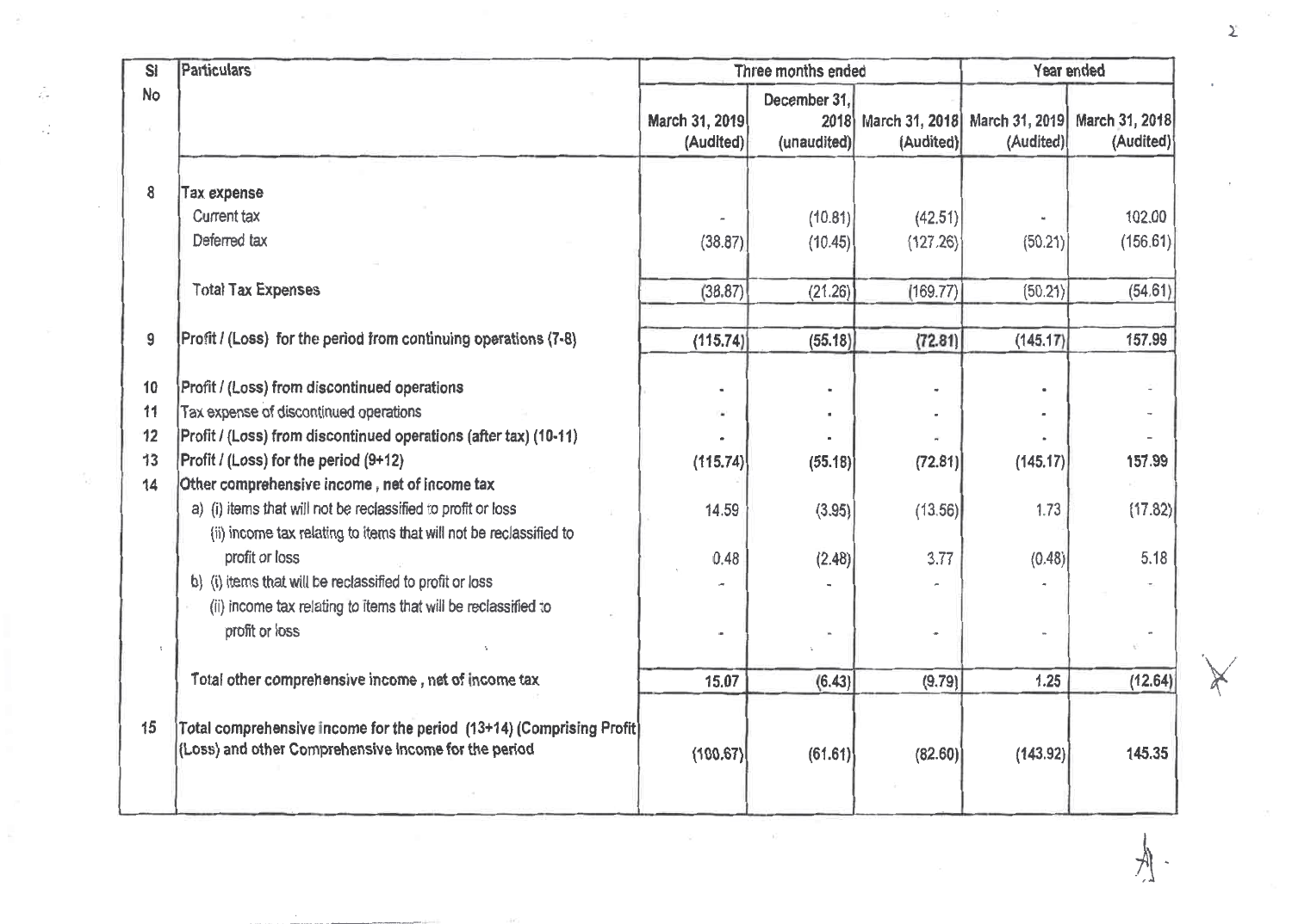| Sl No | Particulars | Three months ended | | | Year ended | |
|---|---|---|---|---|---|---|
| | | March 31, 2019 (Audited) | December 31, 2018 (unaudited) | March 31, 2018 (Audited) | March 31, 2019 (Audited) | March 31, 2018 (Audited) |
| 8 | **Tax expense** | | | | | |
| | Current tax | - | (10.81) | (42.51) | - | 102.00 |
| | Deferred tax | (38.87) | (10.45) | (127.26) | (50.21) | (156.61) |
| | Total Tax Expenses | (38.87) | (21.26) | (169.77) | (50.21) | (54.61) |
| 9 | Profit / (Loss) for the period from continuing operations (7-8) | (115.74) | (55.18) | (72.81) | (145.17) | 157.99 |
| 10 | Profit / (Loss) from discontinued operations | - | - | - | - | - |
| 11 | Tax expense of discontinued operations | - | - | - | - | - |
| 12 | Profit / (Loss) from discontinued operations (after tax) (10-11) | - | - | - | - | - |
| 13 | Profit / (Loss) for the period (9+12) | (115.74) | (55.18) | (72.81) | (145.17) | 157.99 |
| 14 | Other comprehensive income , net of income tax | | | | | |
| | a) (i) items that will not be reclassified to profit or loss | 14.59 | (3.95) | (13.56) | 1.73 | (17.82) |
| | (ii) income tax relating to items that will not be reclassified to profit or loss | 0.48 | (2.48) | 3.77 | (0.48) | 5.18 |
| | b) (i) items that will be reclassified to profit or loss | - | - | - | - | - |
| | (ii) income tax relating to items that will be reclassified to profit or loss | - | - | - | - | - |
| | Total other comprehensive income , net of income tax | 15.07 | (6.43) | (9.79) | 1.25 | (12.64) |
| 15 | Total comprehensive income for the period (13+14) (Comprising Profit (Loss) and other Comprehensive Income for the period | (100.67) | (61.61) | (82.60) | (143.92) | 145.35 |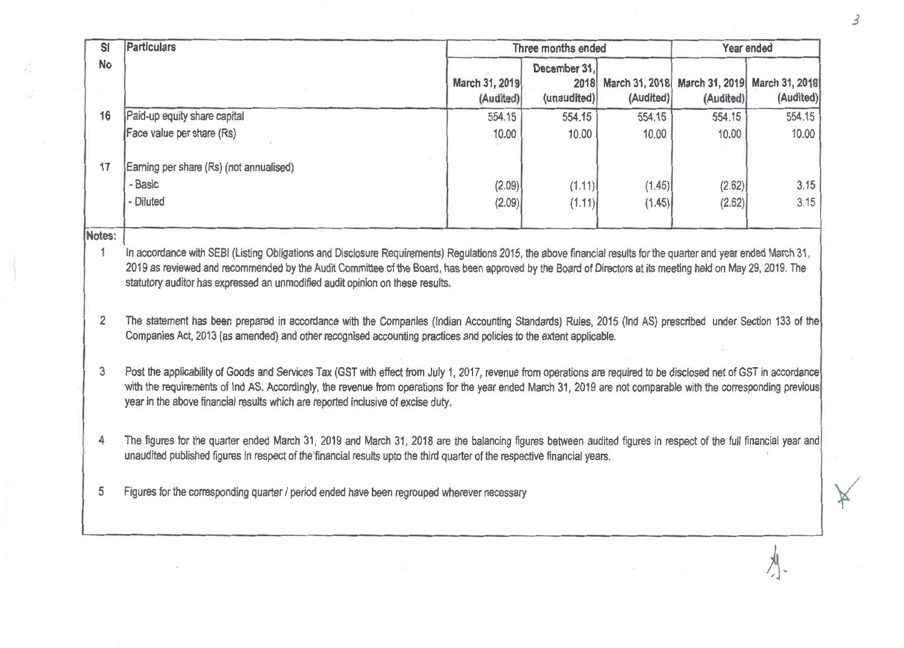| Sl No | Particulars | Three months ended | | | Year ended | |
|---|---|---|---|---|---|---|
| | | March 31, 2019 (Audited) | December 31, 2018 (unaudited) | March 31, 2018 (Audited) | March 31, 2019 (Audited) | March 31, 2018 (Audited) |
| 16 | Paid-up equity share capital | 554.15 | 554.15 | 554.15 | 554.15 | 554.15 |
| | Face value per share (Rs) | 10.00 | 10.00 | 10.00 | 10.00 | 10.00 |
| 17 | Earning per share (Rs) (not annualised) | | | | | |
| | - Basic | (2.09) | (1.11) | (1.45) | (2.62) | 3.15 |
| | - Diluted | (2.09) | (1.11) | (1.45) | (2.62) | 3.15 |

**Notes:**

1. In accordance with SEBI (Listing Obligations and Disclosure Requirements) Regulations 2015, the above financial results for the quarter and year ended March 31, 2019 as reviewed and recommended by the Audit Committee of the Board, has been approved by the Board of Directors at its meeting held on May 29, 2019. The statutory auditor has expressed an unmodified audit opinion on these results.

2. The statement has been prepared in accordance with the Companies (Indian Accounting Standards) Rules, 2015 (Ind AS) prescribed under Section 133 of the Companies Act, 2013 (as amended) and other recognised accounting practices and policies to the extent applicable.

3. Post the applicability of Goods and Services Tax (GST with effect from July 1, 2017, revenue from operations are required to be disclosed net of GST in accordance with the requirements of Ind AS. Accordingly, the revenue from operations for the year ended March 31, 2019 are not comparable with the corresponding previous year in the above financial results which are reported inclusive of excise duty.

4. The figures for the quarter ended March 31, 2019 and March 31, 2018 are the balancing figures between audited figures in respect of the full financial year and unaudited published figures in respect of the financial results upto the third quarter of the respective financial years.

5. Figures for the corresponding quarter / period ended have been regrouped wherever necessary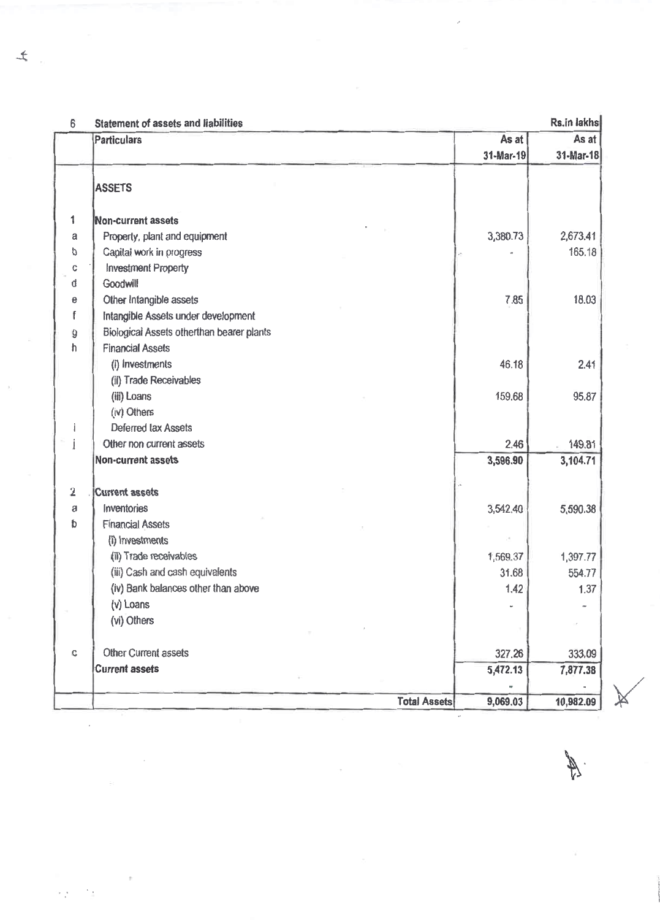| 6 | Statement of assets and liabilities | | Rs.in lakhs |
|---|---|---|---|
| | **Particulars** | **As at 31-Mar-19** | **As at 31-Mar-18** |
| | **ASSETS** | | |
| **1** | **Non-current assets** | | |
| a | Property, plant and equipment | 3,380.73 | 2,673.41 |
| b | Capital work in progress | - | 165.18 |
| c | Investment Property | | |
| d | Goodwill | | |
| e | Other Intangible assets | 7.85 | 18.03 |
| f | Intangible Assets under development | | |
| g | Biological Assets otherthan bearer plants | | |
| h | Financial Assets | | |
| | (i) Investments | 46.18 | 2.41 |
| | (ii) Trade Receivables | | |
| | (iii) Loans | 159.68 | 95.87 |
| | (iv) Others | | |
| i | Deferred tax Assets | | |
| j | Other non current assets | 2.46 | 149.81 |
| | **Non-current assets** | **3,596.90** | **3,104.71** |
| **2** | **Current assets** | | |
| a | Inventories | 3,542.40 | 5,590.38 |
| b | Financial Assets | | |
| | (i) Investments | | |
| | (ii) Trade receivables | 1,569.37 | 1,397.77 |
| | (iii) Cash and cash equivalents | 31.68 | 554.77 |
| | (iv) Bank balances other than above | 1.42 | 1.37 |
| | (v) Loans | - | - |
| | (vi) Others | | |
| c | Other Current assets | 327.26 | 333.09 |
| | **Current assets** | **5,472.13** | **7,877.38** |
| | | - | - |
| | **Total Assets** | **9,069.03** | **10,982.09** |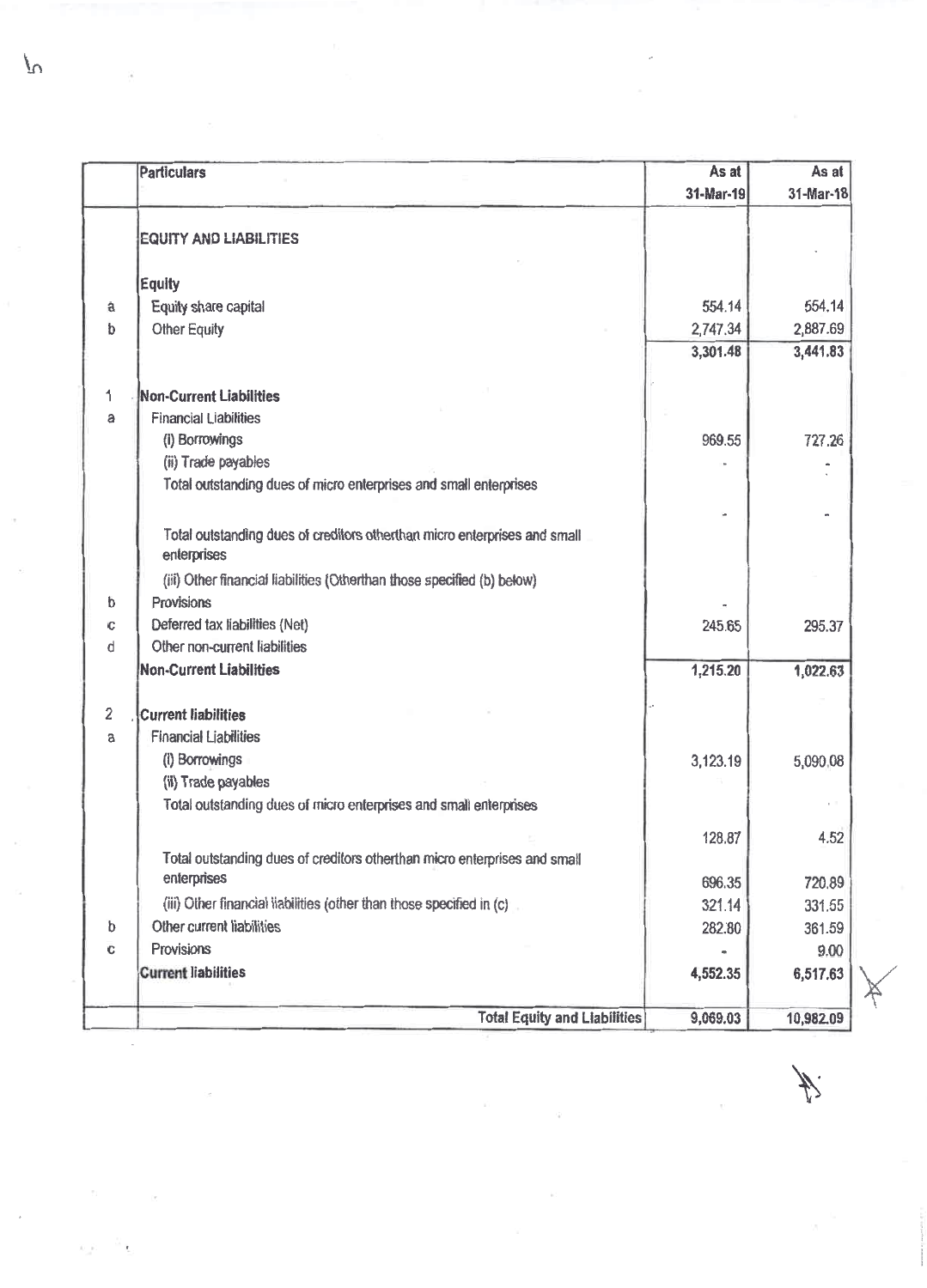| | Particulars | As at 31-Mar-19 | As at 31-Mar-18 |
|---|---|---|---|
| | **EQUITY AND LIABILITIES** | | |
| | **Equity** | | |
| a | Equity share capital | 554.14 | 554.14 |
| b | Other Equity | 2,747.34 | 2,887.69 |
| | | 3,301.48 | 3,441.83 |
| 1 | **Non-Current Liabilities** | | |
| a | Financial Liabilities | | |
| | (i) Borrowings | 969.55 | 727.26 |
| | (ii) Trade payables | - | - |
| | Total outstanding dues of micro enterprises and small enterprises | | |
| | Total outstanding dues of creditors otherthan micro enterprises and small enterprises | - | - |
| | (iii) Other financial liabilities (Otherthan those specified (b) below) | | |
| b | Provisions | - | |
| c | Deferred tax liabilities (Net) | 245.65 | 295.37 |
| d | Other non-current liabilities | | |
| | **Non-Current Liabilities** | 1,215.20 | 1,022.63 |
| 2 | **Current liabilities** | | |
| a | Financial Liabilities | | |
| | (i) Borrowings | 3,123.19 | 5,090.08 |
| | (ii) Trade payables | | |
| | Total outstanding dues of micro enterprises and small enterprises | 128.87 | 4.52 |
| | Total outstanding dues of creditors otherthan micro enterprises and small enterprises | 696.35 | 720.89 |
| | (iii) Other financial liabilities (other than those specified in (c) | 321.14 | 331.55 |
| b | Other current liabilities | 282.80 | 361.59 |
| c | Provisions | - | 9.00 |
| | **Current liabilities** | 4,552.35 | 6,517.63 |
| | **Total Equity and Liabilities** | 9,069.03 | 10,982.09 |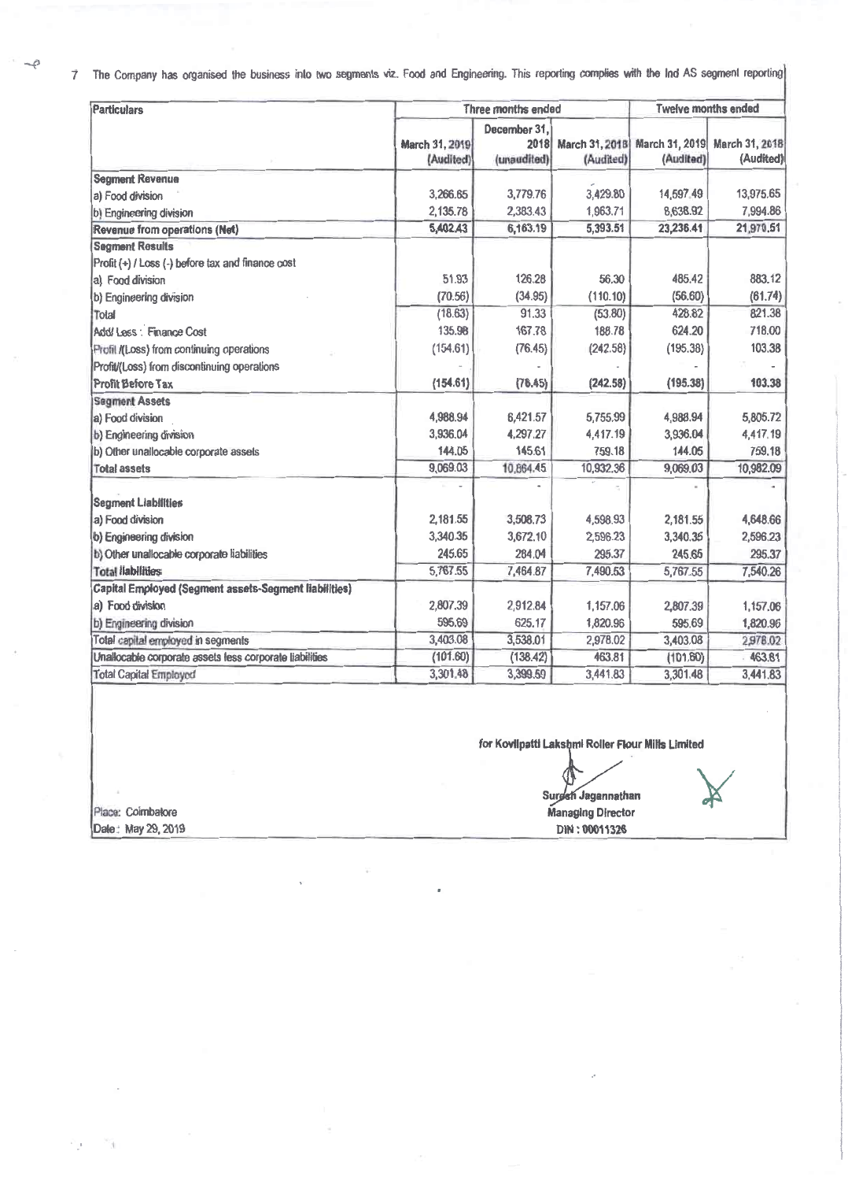7 The Company has organised the business into two segments viz. Food and Engineering. This reporting complies with the Ind AS segment reporting

| Particulars | Three months ended | | | Twelve months ended | |
|---|---|---|---|---|---|
| | March 31, 2019 (Audited) | December 31, 2018 (unaudited) | March 31, 2018 (Audited) | March 31, 2019 (Audited) | March 31, 2018 (Audited) |
| **Segment Revenue** | | | | | |
| a) Food division | 3,266.65 | 3,779.76 | 3,429.80 | 14,597.49 | 13,975.65 |
| b) Engineering division | 2,135.78 | 2,383.43 | 1,963.71 | 8,638.92 | 7,994.86 |
| **Revenue from operations (Net)** | 5,402.43 | 6,163.19 | 5,393.51 | 23,236.41 | 21,970.51 |
| **Segment Results** | | | | | |
| Profit (+) / Loss (-) before tax and finance cost | | | | | |
| a) Food division | 51.93 | 126.28 | 56.30 | 485.42 | 883.12 |
| b) Engineering division | (70.56) | (34.95) | (110.10) | (56.60) | (61.74) |
| Total | (18.63) | 91.33 | (53.80) | 428.82 | 821.38 |
| Add/ Less : Finance Cost | 135.98 | 167.78 | 188.78 | 624.20 | 718.00 |
| Profit /(Loss) from continuing operations | (154.61) | (76.45) | (242.58) | (195.38) | 103.38 |
| Profit/(Loss) from discontinuing operations | - | - | - | - | - |
| **Profit Before Tax** | (154.61) | (76.45) | (242.58) | (195.38) | 103.38 |
| **Segment Assets** | | | | | |
| a) Food division | 4,988.94 | 6,421.57 | 5,755.99 | 4,988.94 | 5,805.72 |
| b) Engineering division | 3,936.04 | 4,297.27 | 4,417.19 | 3,936.04 | 4,417.19 |
| b) Other unallocable corporate assets | 144.05 | 145.61 | 759.18 | 144.05 | 759.18 |
| **Total assets** | 9,069.03 | 10,864.45 | 10,932.36 | 9,069.03 | 10,982.09 |
| | - | - | - | - | - |
| **Segment Liabilities** | | | | | |
| a) Food division | 2,181.55 | 3,508.73 | 4,598.93 | 2,181.55 | 4,648.66 |
| b) Engineering division | 3,340.35 | 3,672.10 | 2,596.23 | 3,340.35 | 2,596.23 |
| b) Other unallocable corporate liabilities | 245.65 | 284.04 | 295.37 | 245.65 | 295.37 |
| **Total liabilities** | 5,767.55 | 7,464.87 | 7,490.53 | 5,767.55 | 7,540.26 |
| **Capital Employed (Segment assets-Segment liabilities)** | | | | | |
| a) Food division | 2,807.39 | 2,912.84 | 1,157.06 | 2,807.39 | 1,157.06 |
| b) Engineering division | 595.69 | 625.17 | 1,820.96 | 595.69 | 1,820.96 |
| Total capital employed in segments | 3,403.08 | 3,538.01 | 2,978.02 | 3,403.08 | 2,978.02 |
| Unallocable corporate assets less corporate liabilities | (101.60) | (138.42) | 463.81 | (101.60) | 463.81 |
| Total Capital Employed | 3,301.48 | 3,399.59 | 3,441.83 | 3,301.48 | 3,441.83 |

for Kovilpatti Lakshmi Roller Flour Mills Limited

Suresh Jagannathan
Managing Director
DIN : 00011326

Place: Coimbatore
Date: May 29, 2019